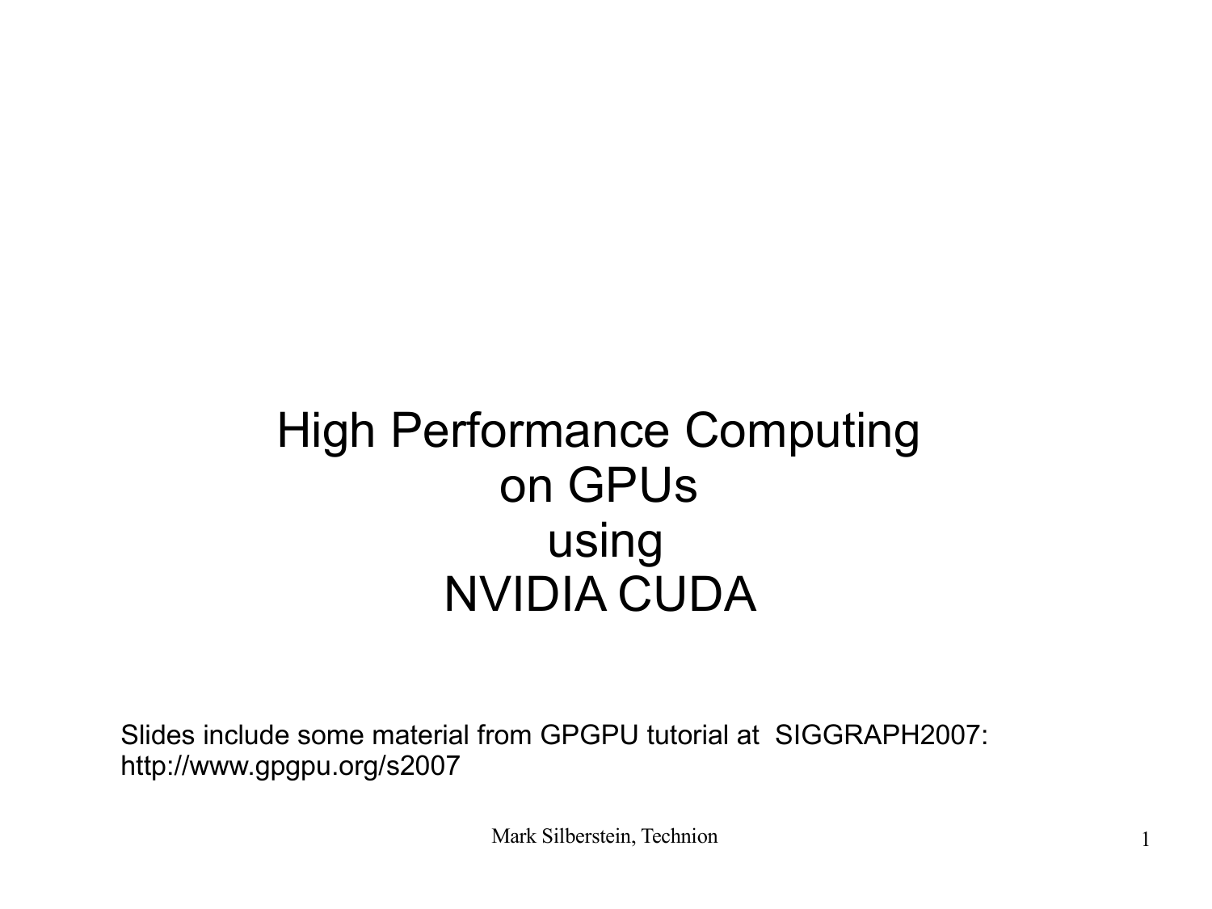# High Performance Computing on GPUs using NVIDIA CUDA

Slides include some material from GPGPU tutorial at SIGGRAPH2007: http://www.gpgpu.org/s2007

Mark Silberstein, Technion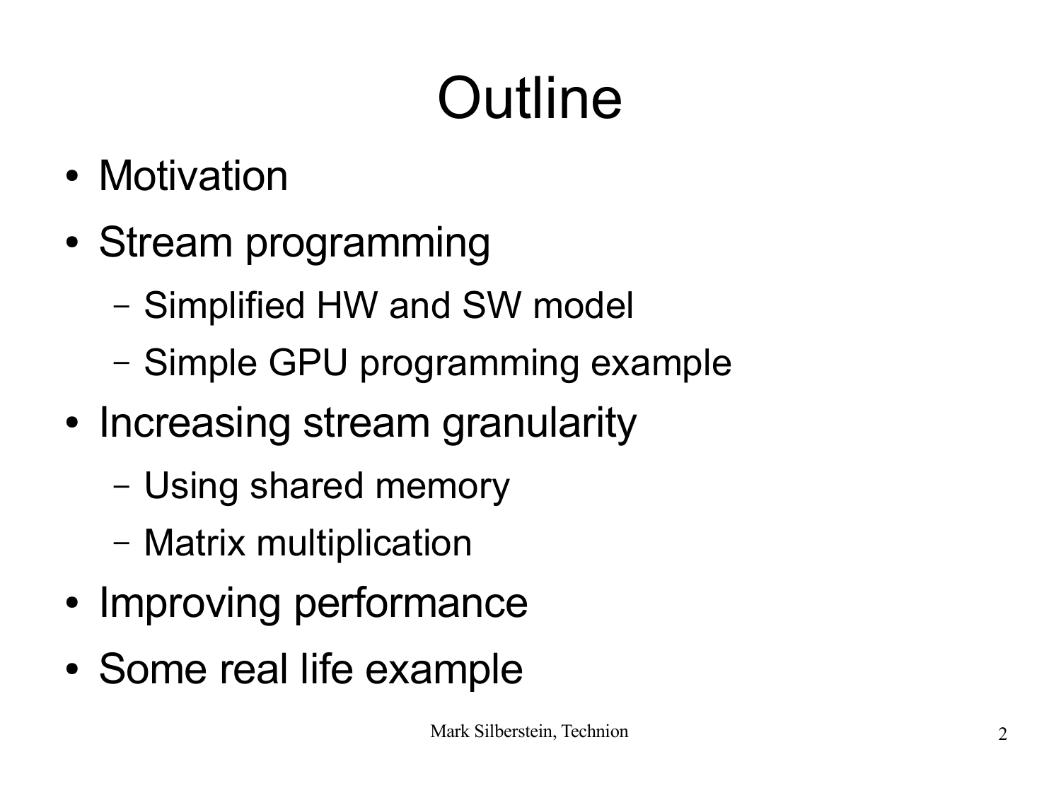# Outline

- Motivation
- Stream programming
  - Simplified HW and SW model
  - Simple GPU programming example
- Increasing stream granularity
  - Using shared memory
  - Matrix multiplication
- Improving performance
- Some real life example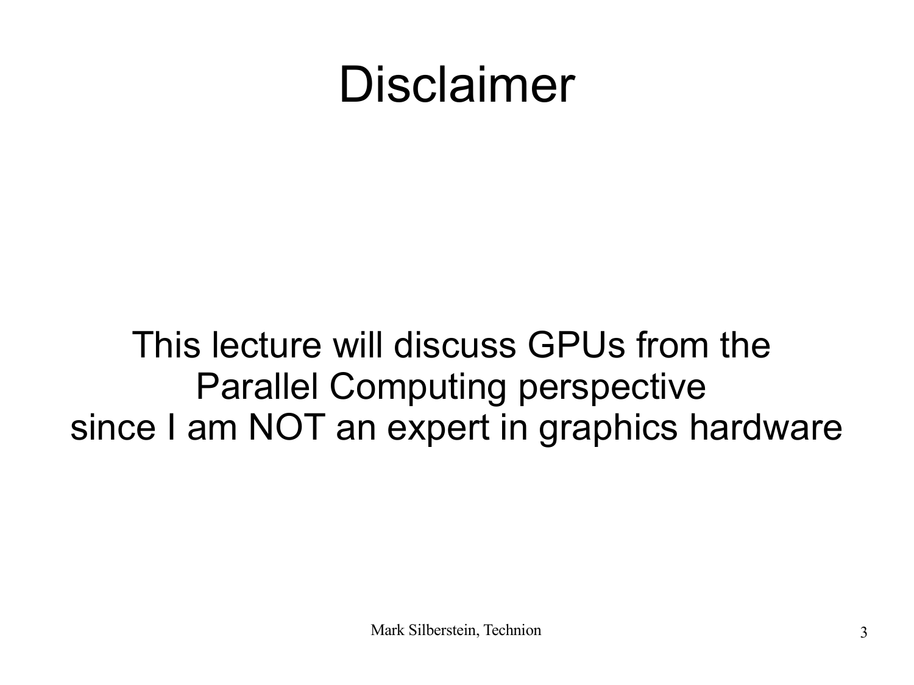# Disclaimer

This lecture will discuss GPUs from the Parallel Computing perspective since I am NOT an expert in graphics hardware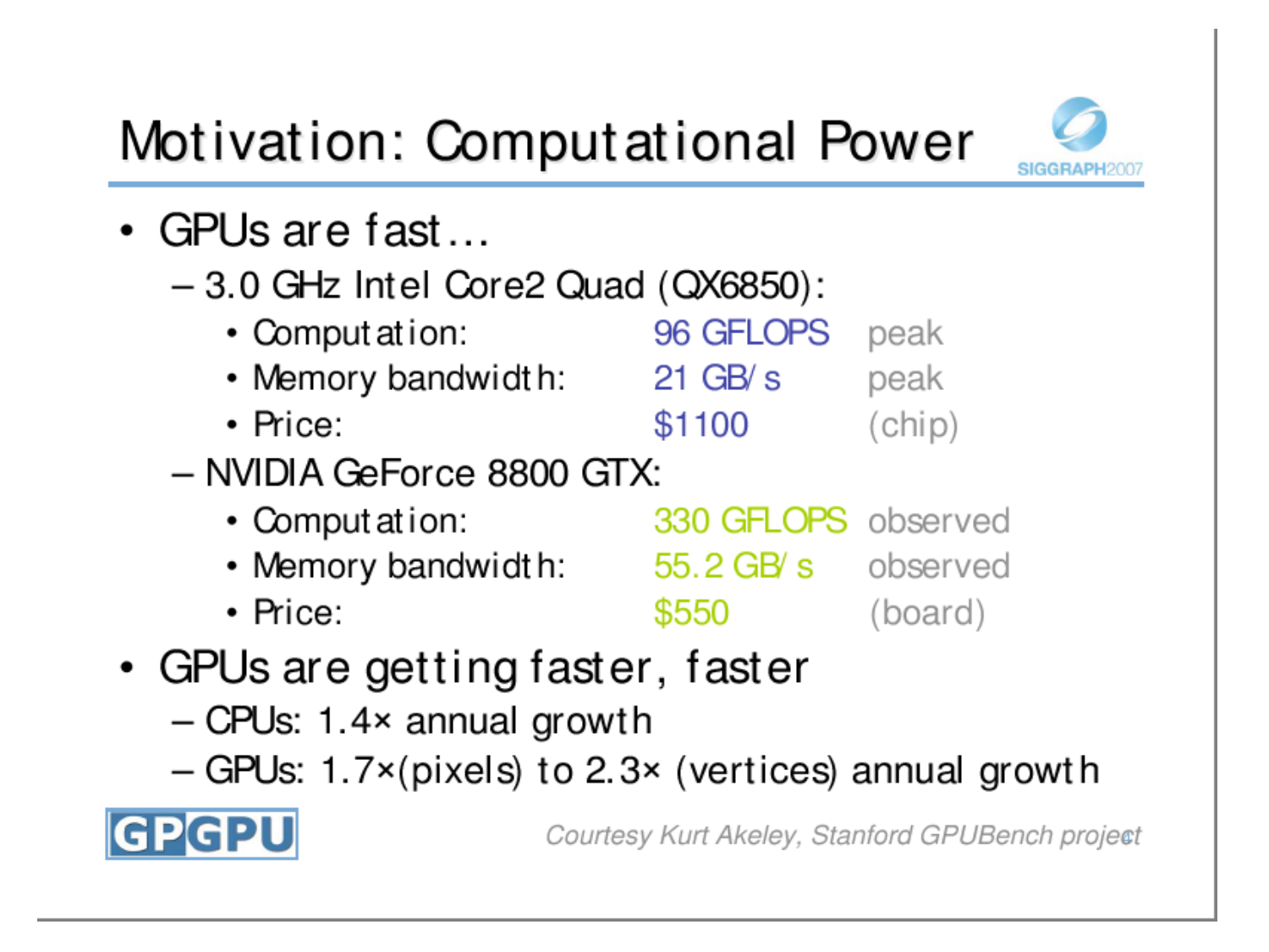# Motivation: Computational Power

- GPUs are fast…
  - 3.0 GHz Intel Core2 Quad (QX6850):
    - Computation: 96 GFLOPS peak
    - Memory bandwidth: 21 GB/s peak
    - Price: $1100 (chip)
  - NVIDIA GeForce 8800 GTX:
    - Computation: 330 GFLOPS observed
    - Memory bandwidth: 55.2 GB/s observed
    - Price: $550 (board)
- GPUs are getting faster, faster
  - CPUs: 1.4× annual growth
  - GPUs: 1.7×(pixels) to 2.3× (vertices) annual growth

*Courtesy Kurt Akeley, Stanford GPUBench project*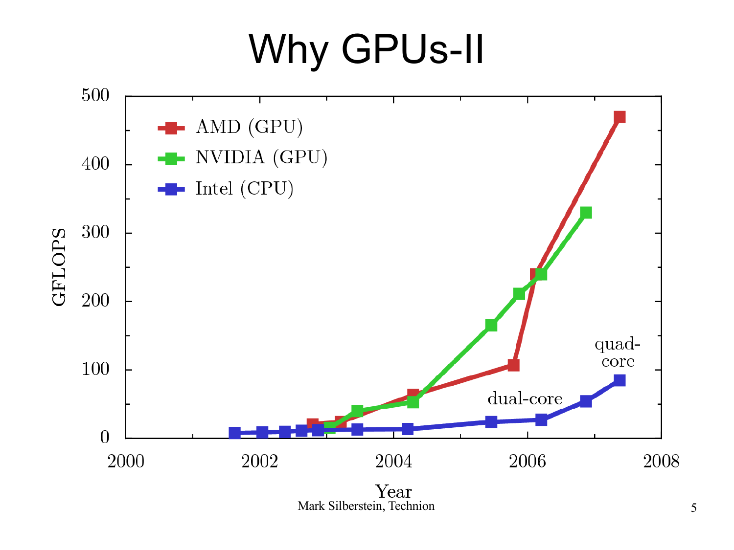# Why GPUs-II

| Year | GFLOPS |
| --- | --- |

AMD (GPU)

NVIDIA (GPU)

Intel (CPU)

dual-core

quad-core

Mark Silberstein, Technion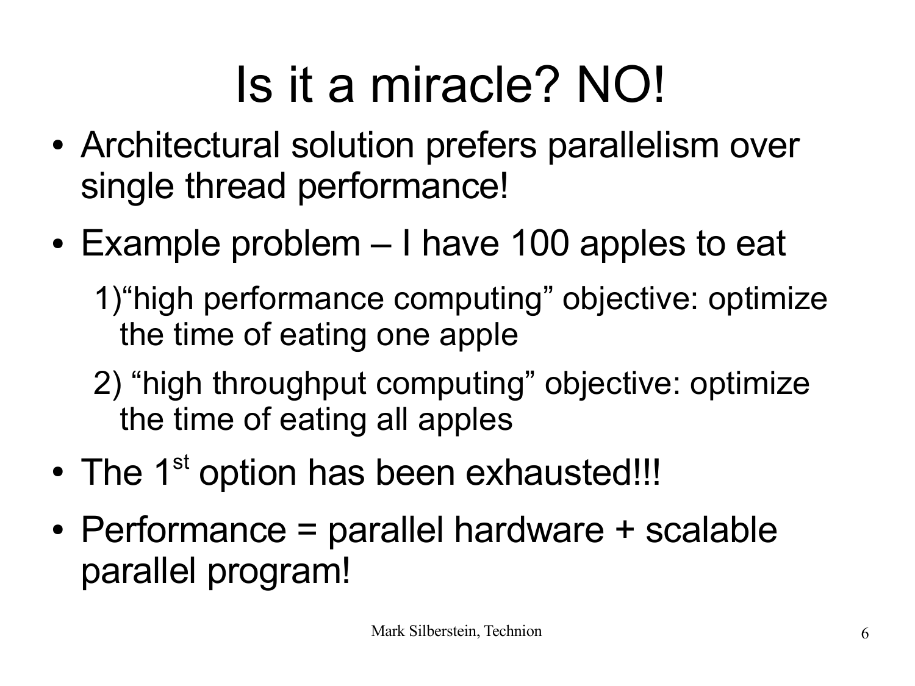# Is it a miracle? NO!

- Architectural solution prefers parallelism over single thread performance!
- Example problem – I have 100 apples to eat
  1) "high performance computing" objective: optimize the time of eating one apple
  2) "high throughput computing" objective: optimize the time of eating all apples
- The 1st option has been exhausted!!!
- Performance = parallel hardware + scalable parallel program!

Mark Silberstein, Technion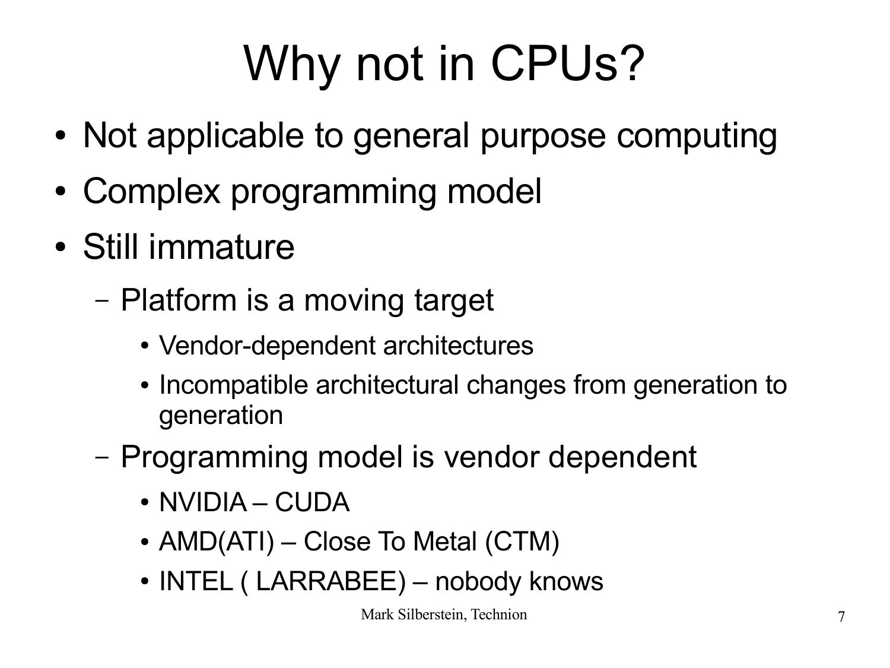# Why not in CPUs?

- Not applicable to general purpose computing
- Complex programming model
- Still immature
  - Platform is a moving target
    - Vendor-dependent architectures
    - Incompatible architectural changes from generation to generation
  - Programming model is vendor dependent
    - NVIDIA – CUDA
    - AMD(ATI) – Close To Metal (CTM)
    - INTEL ( LARRABEE) – nobody knows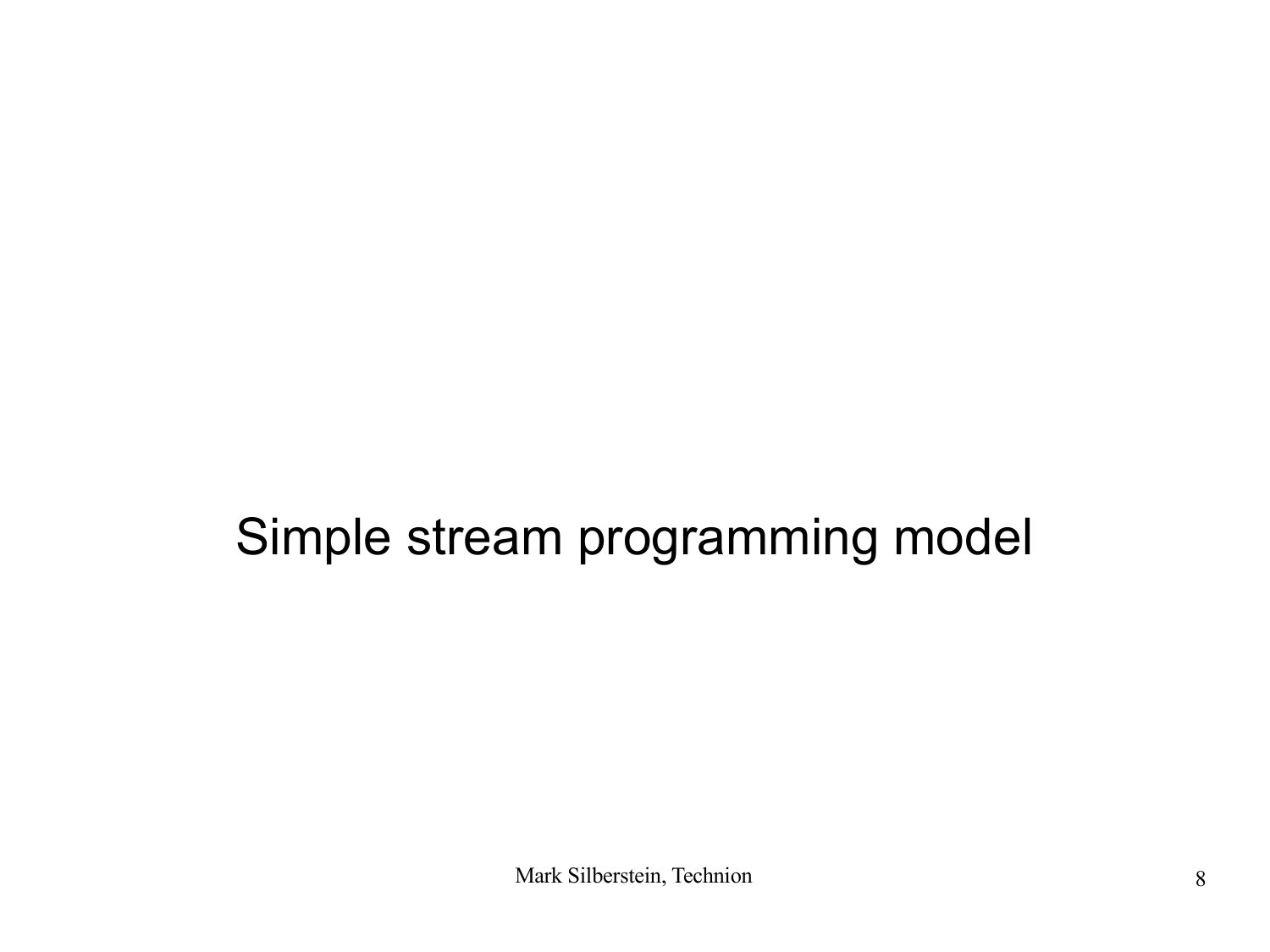# Simple stream programming model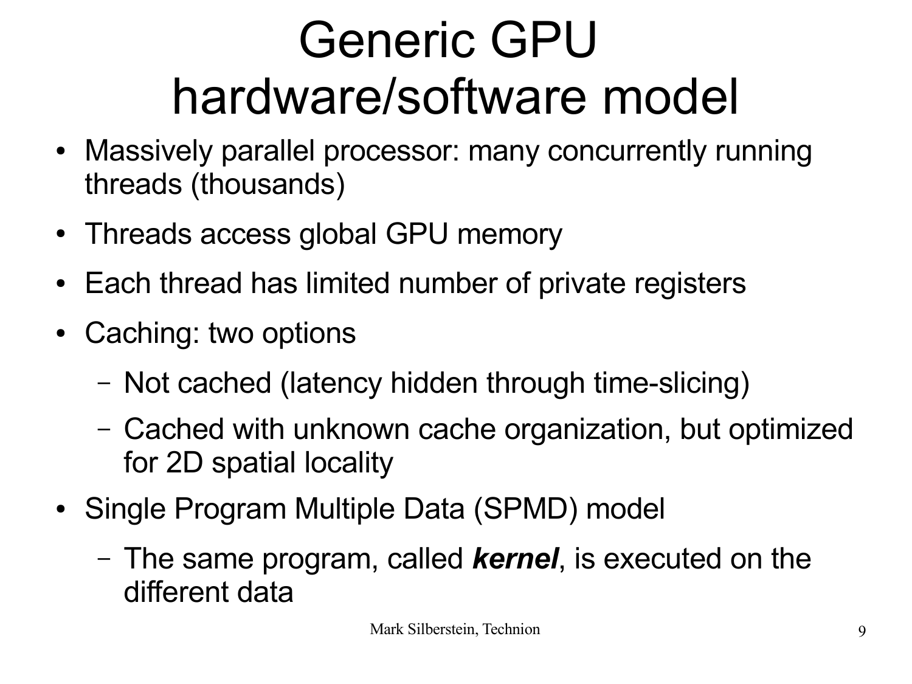# Generic GPU hardware/software model

- Massively parallel processor: many concurrently running threads (thousands)
- Threads access global GPU memory
- Each thread has limited number of private registers
- Caching: two options
  - Not cached (latency hidden through time-slicing)
  - Cached with unknown cache organization, but optimized for 2D spatial locality
- Single Program Multiple Data (SPMD) model
  - The same program, called ***kernel***, is executed on the different data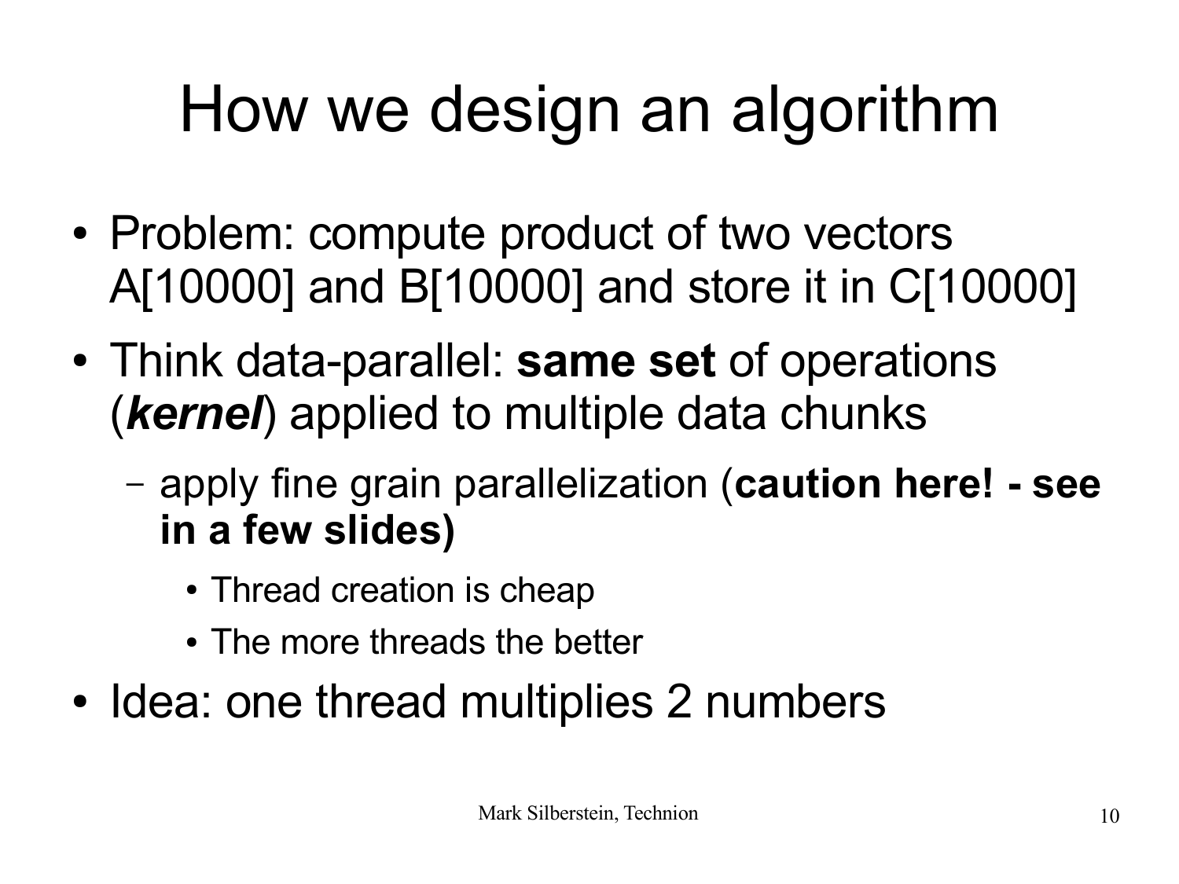# How we design an algorithm

- Problem: compute product of two vectors A[10000] and B[10000] and store it in C[10000]
- Think data-parallel: **same set** of operations (***kernel***) applied to multiple data chunks
  - apply fine grain parallelization (**caution here! - see in a few slides)**
    - Thread creation is cheap
    - The more threads the better
- Idea: one thread multiplies 2 numbers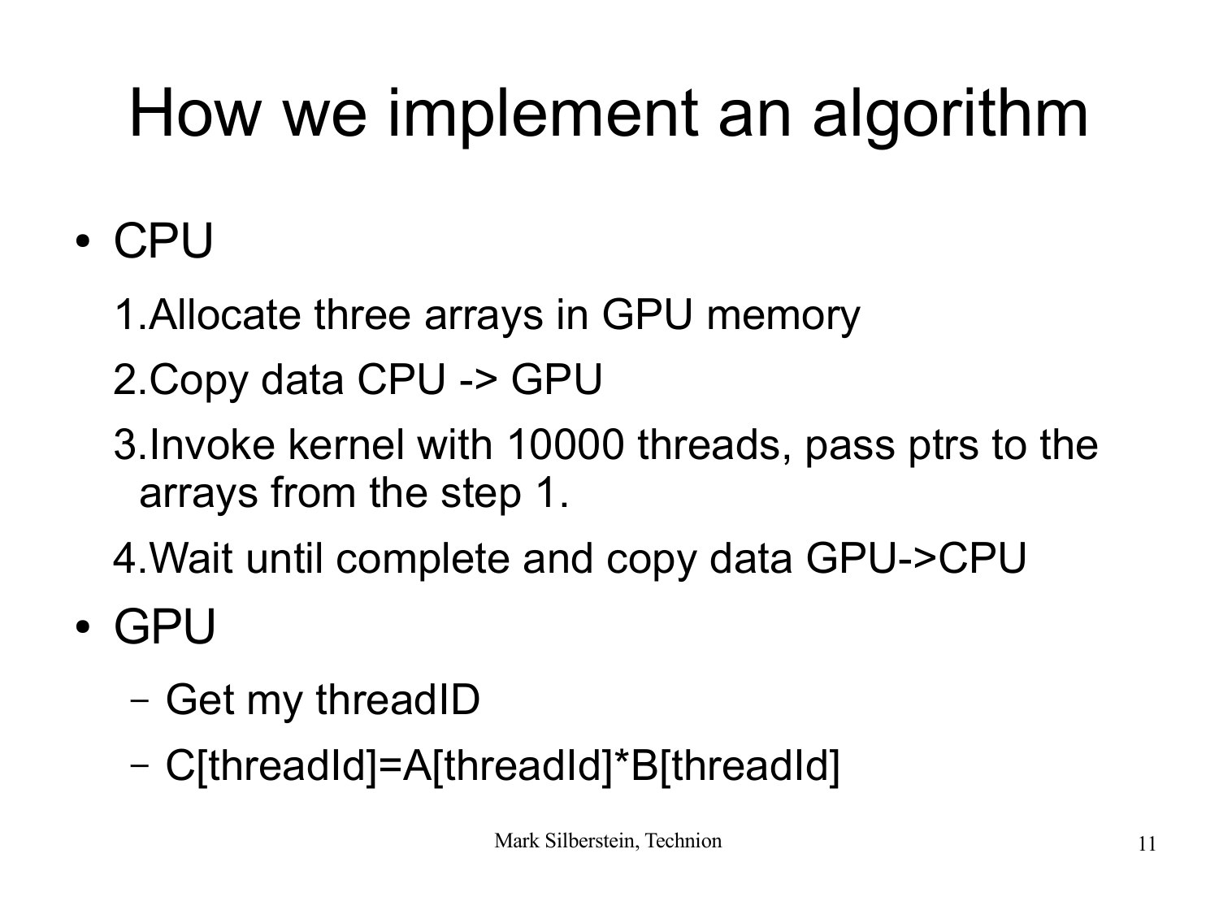# How we implement an algorithm

- CPU
  1. Allocate three arrays in GPU memory
  2. Copy data CPU -> GPU
  3. Invoke kernel with 10000 threads, pass ptrs to the arrays from the step 1.
  4. Wait until complete and copy data GPU->CPU
- GPU
  - Get my threadID
  - C[threadId]=A[threadId]*B[threadId]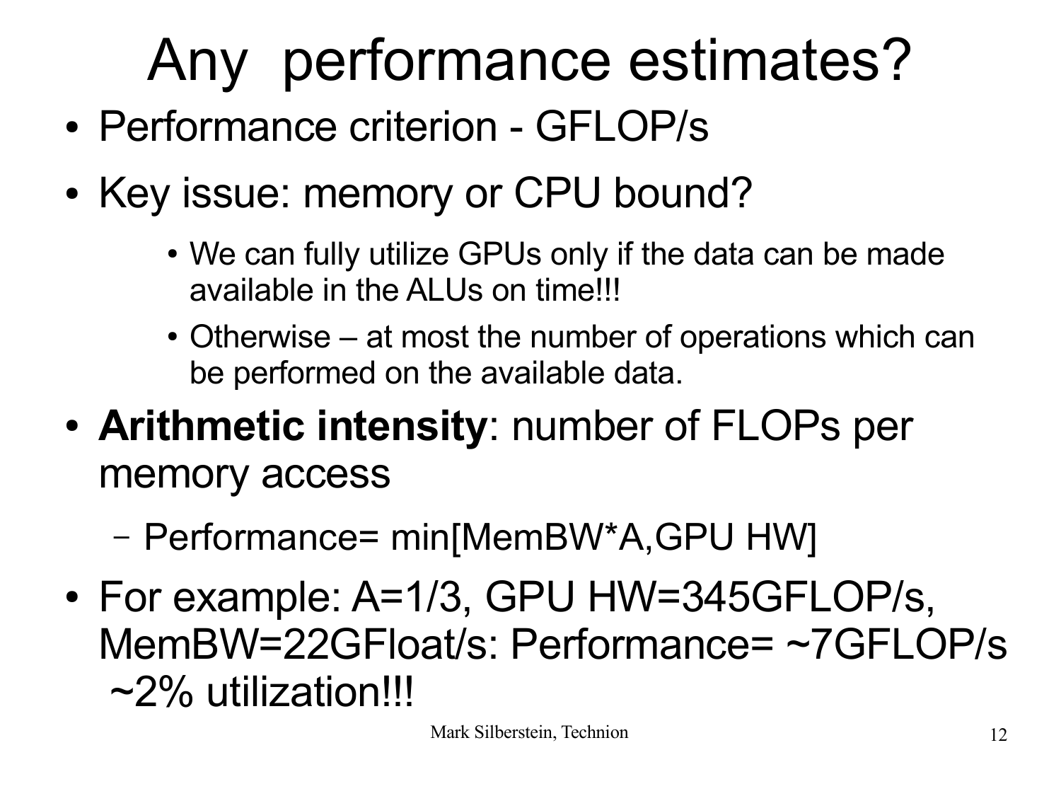# Any performance estimates?

- Performance criterion - GFLOP/s
- Key issue: memory or CPU bound?
  - We can fully utilize GPUs only if the data can be made available in the ALUs on time!!!
  - Otherwise – at most the number of operations which can be performed on the available data.
- **Arithmetic intensity**: number of FLOPs per memory access
  - Performance= min[MemBW*A,GPU HW]
- For example: A=1/3, GPU HW=345GFLOP/s, MemBW=22GFloat/s: Performance= ~7GFLOP/s ~2% utilization!!!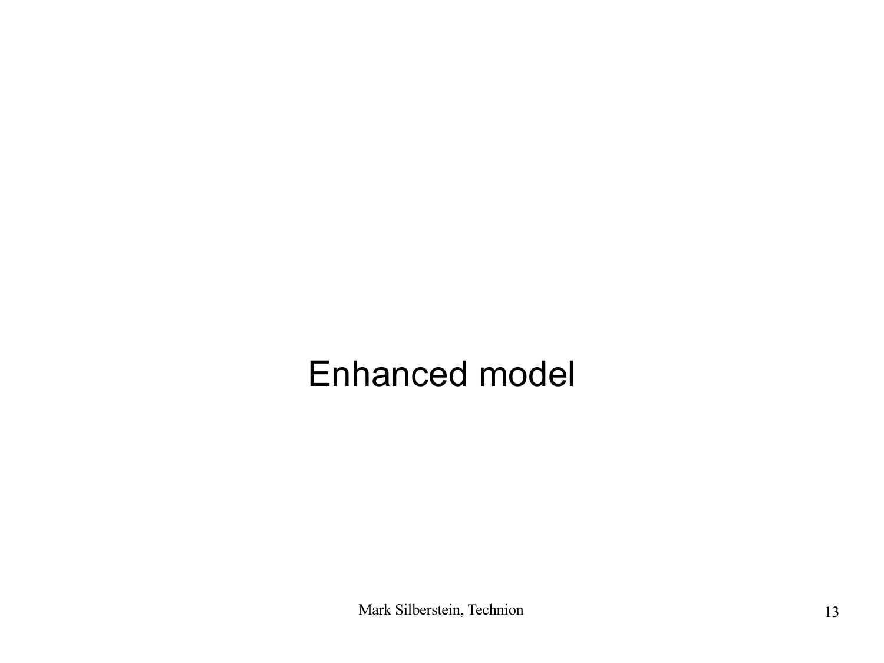# Enhanced model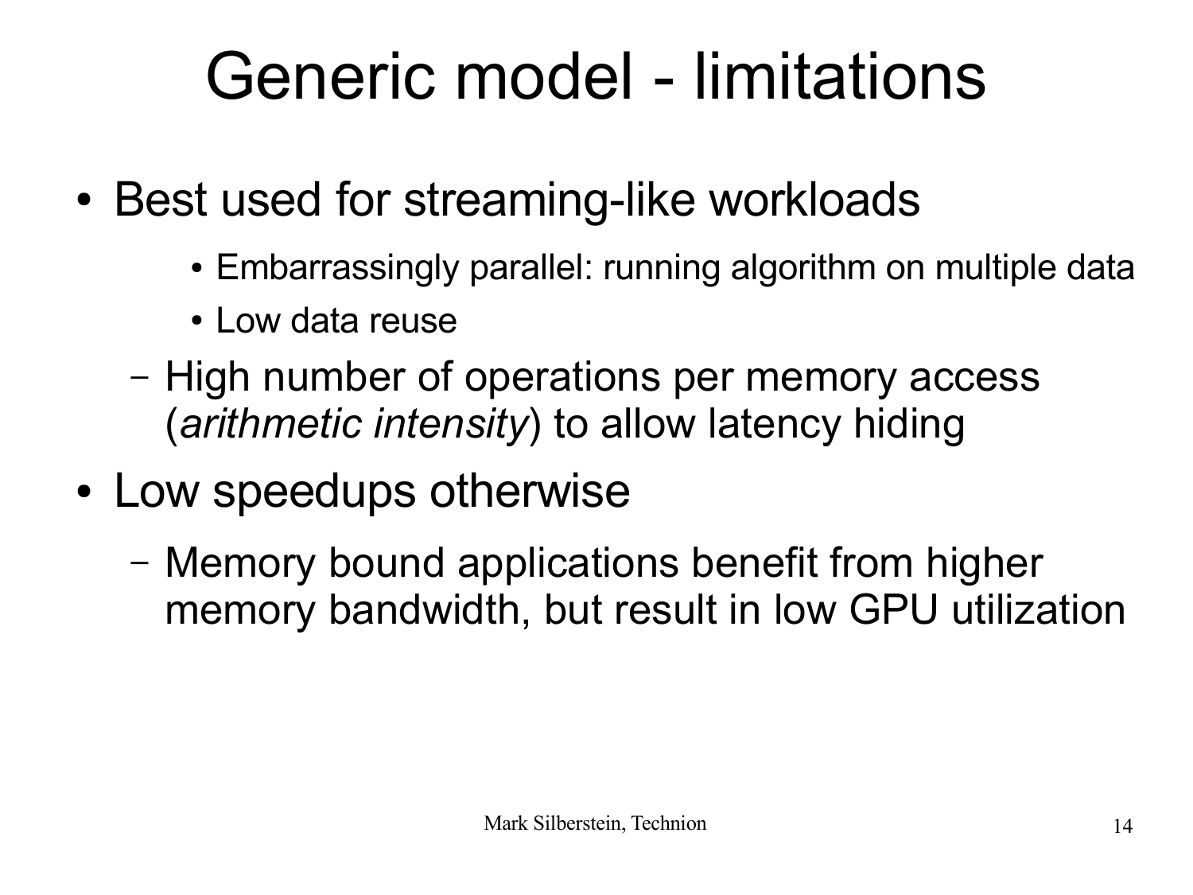# Generic model - limitations

- Best used for streaming-like workloads
    - Embarrassingly parallel: running algorithm on multiple data
    - Low data reuse
  - High number of operations per memory access (*arithmetic intensity*) to allow latency hiding
- Low speedups otherwise
  - Memory bound applications benefit from higher memory bandwidth, but result in low GPU utilization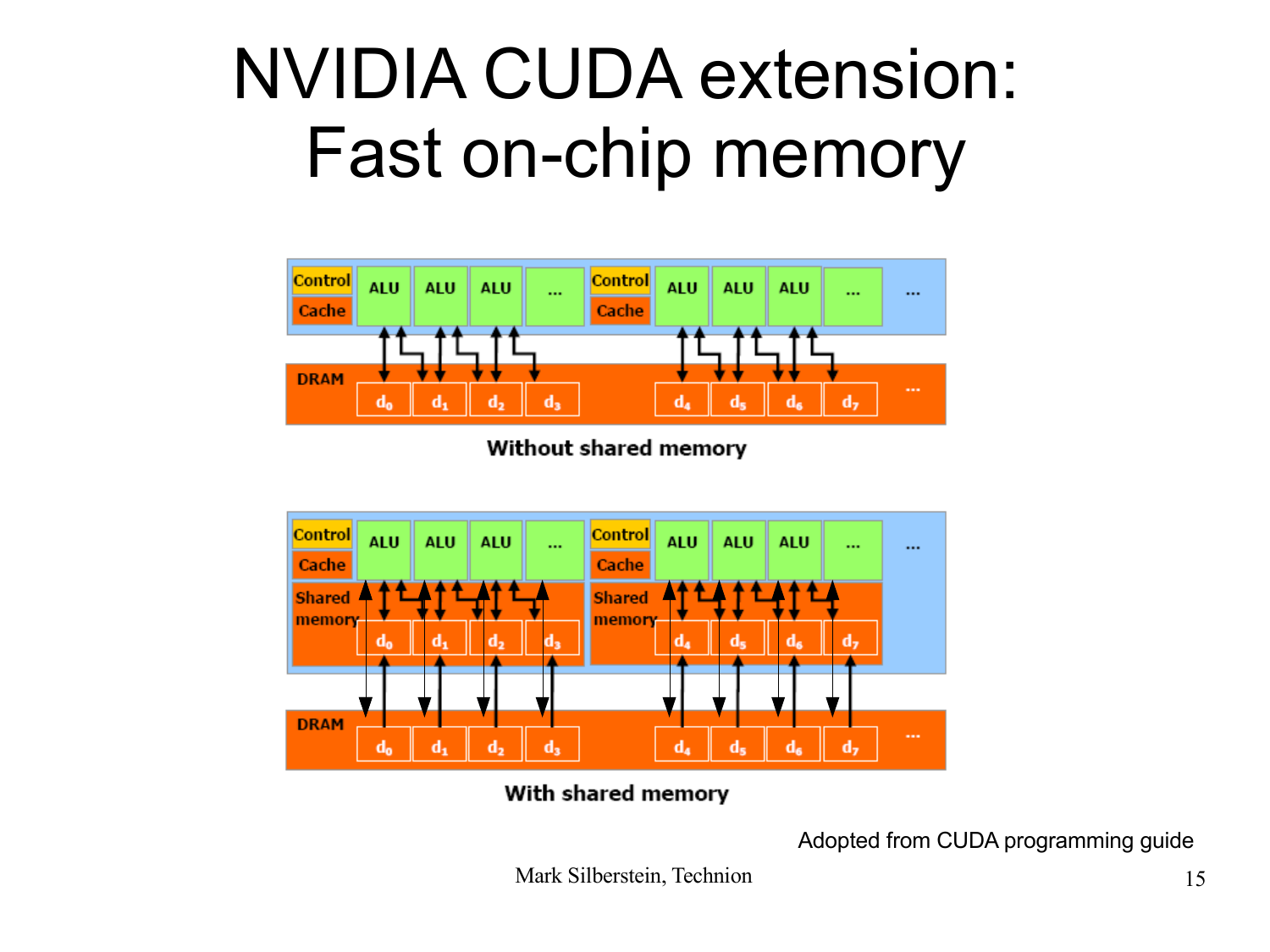# NVIDIA CUDA extension: Fast on-chip memory

Without shared memory

With shared memory

Adopted from CUDA programming guide

Mark Silberstein, Technion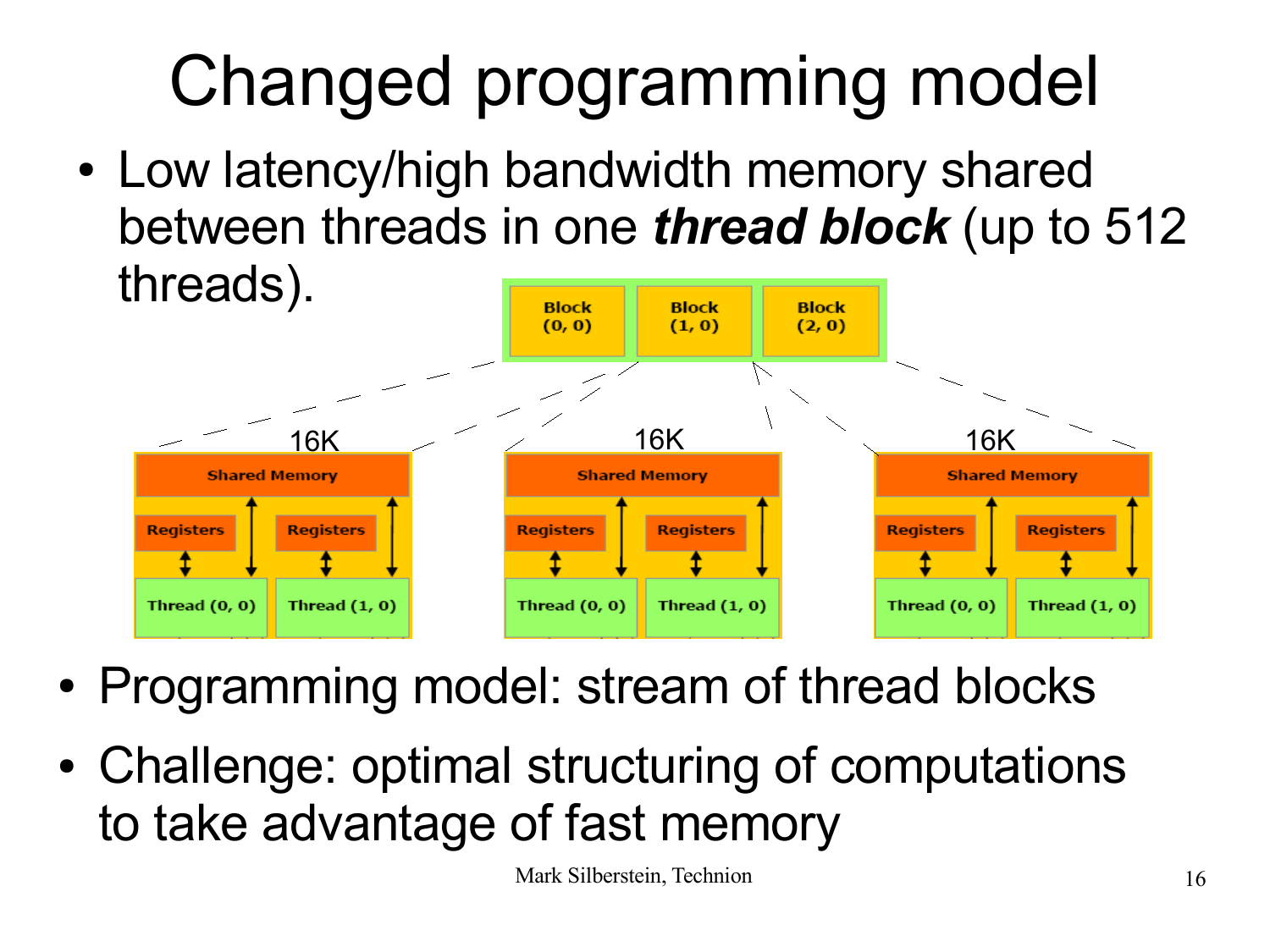# Changed programming model

- Low latency/high bandwidth memory shared between threads in one ***thread block*** (up to 512 threads).

- Programming model: stream of thread blocks
- Challenge: optimal structuring of computations to take advantage of fast memory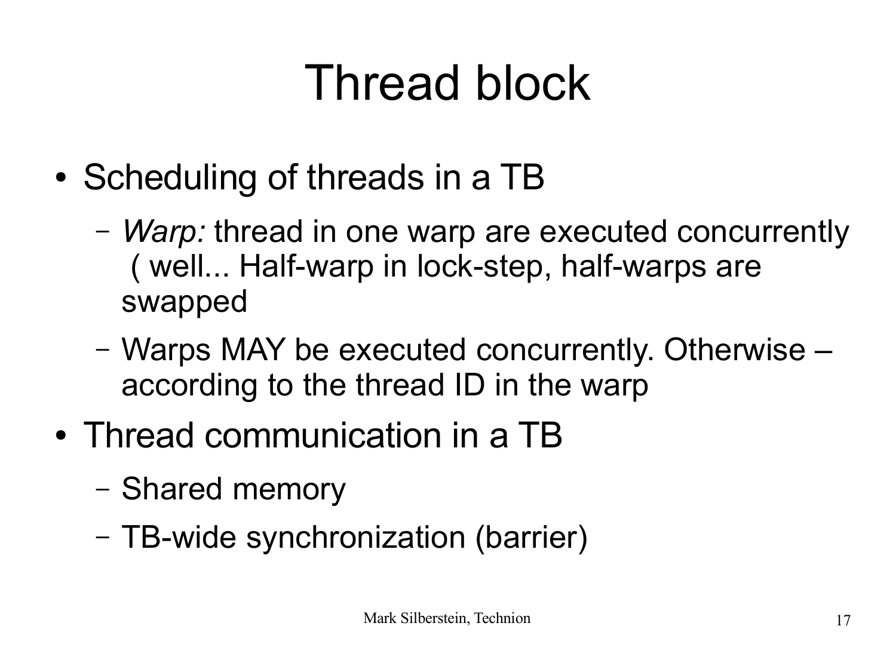# Thread block

- Scheduling of threads in a TB
  - *Warp:* thread in one warp are executed concurrently ( well... Half-warp in lock-step, half-warps are swapped
  - Warps MAY be executed concurrently. Otherwise – according to the thread ID in the warp
- Thread communication in a TB
  - Shared memory
  - TB-wide synchronization (barrier)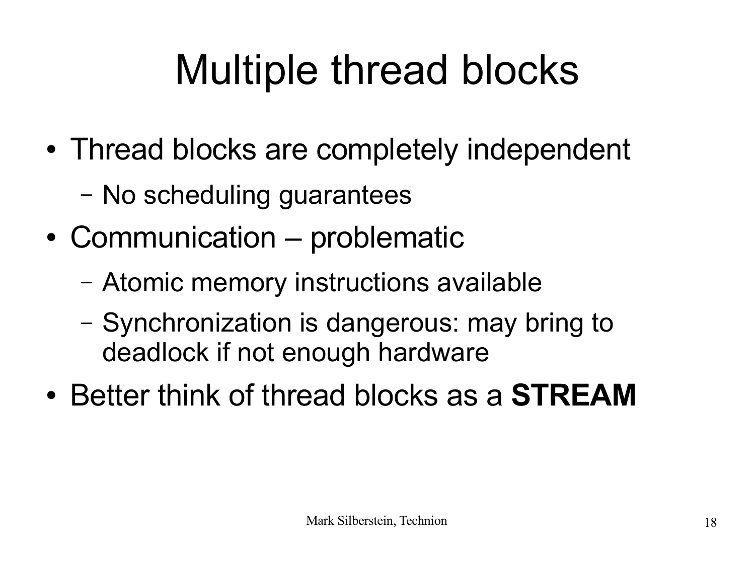# Multiple thread blocks

- Thread blocks are completely independent
  - No scheduling guarantees
- Communication – problematic
  - Atomic memory instructions available
  - Synchronization is dangerous: may bring to deadlock if not enough hardware
- Better think of thread blocks as a **STREAM**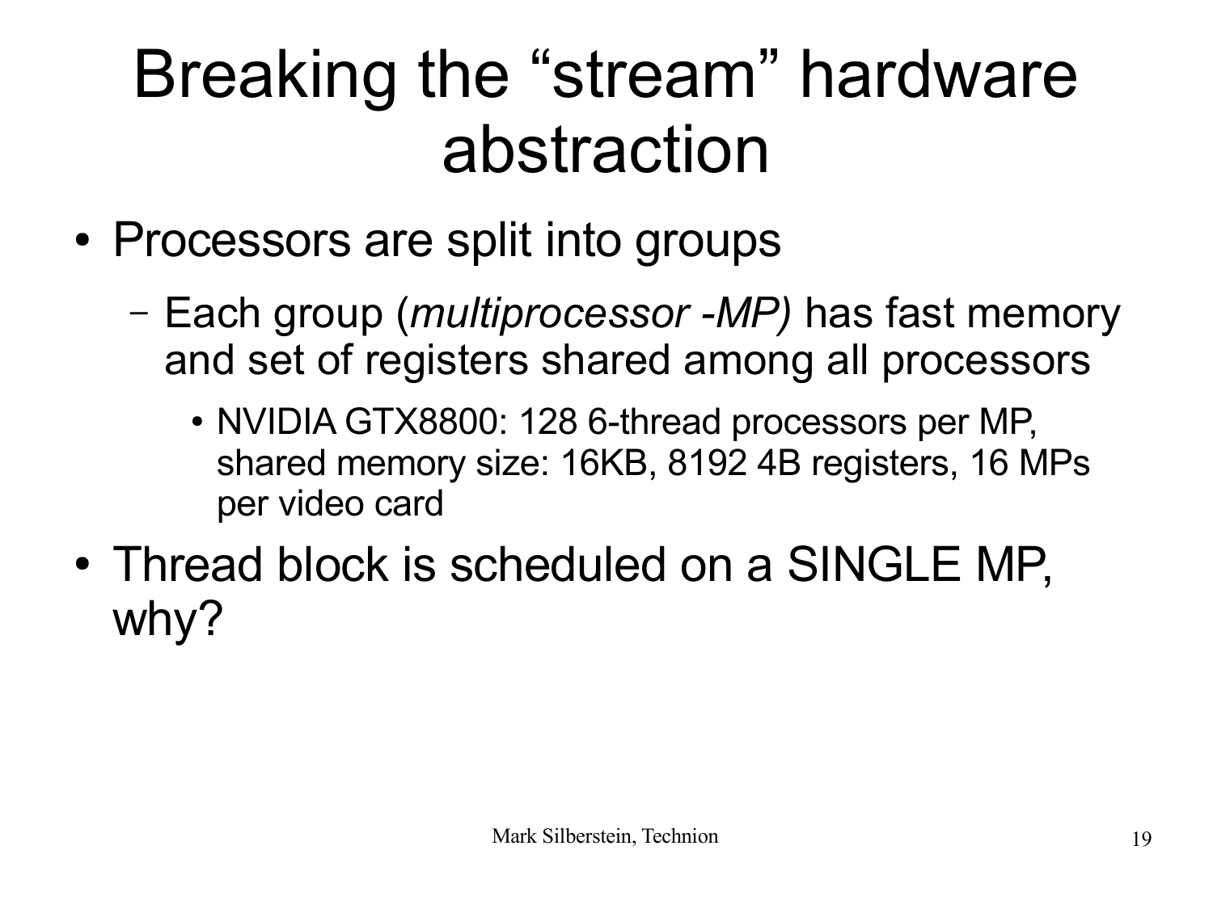# Breaking the "stream" hardware abstraction

- Processors are split into groups
  - Each group (*multiprocessor -MP)* has fast memory and set of registers shared among all processors
    - NVIDIA GTX8800: 128 6-thread processors per MP, shared memory size: 16KB, 8192 4B registers, 16 MPs per video card
- Thread block is scheduled on a SINGLE MP, why?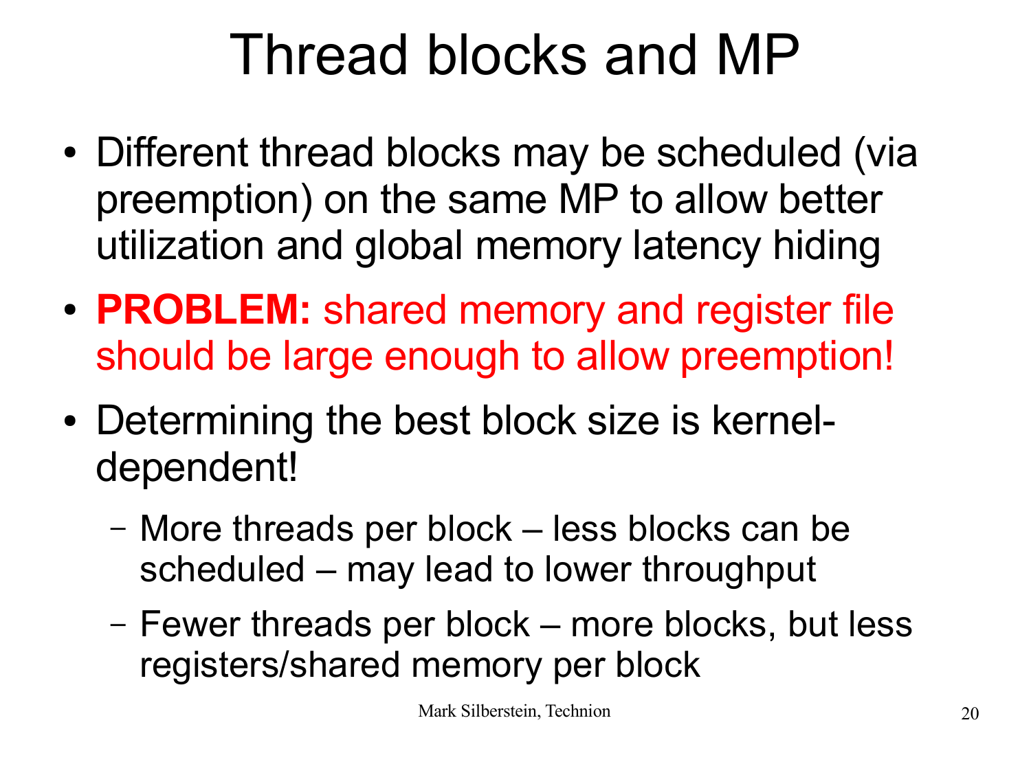# Thread blocks and MP

- Different thread blocks may be scheduled (via preemption) on the same MP to allow better utilization and global memory latency hiding
- **PROBLEM:** shared memory and register file should be large enough to allow preemption!
- Determining the best block size is kernel-dependent!
  - More threads per block – less blocks can be scheduled – may lead to lower throughput
  - Fewer threads per block – more blocks, but less registers/shared memory per block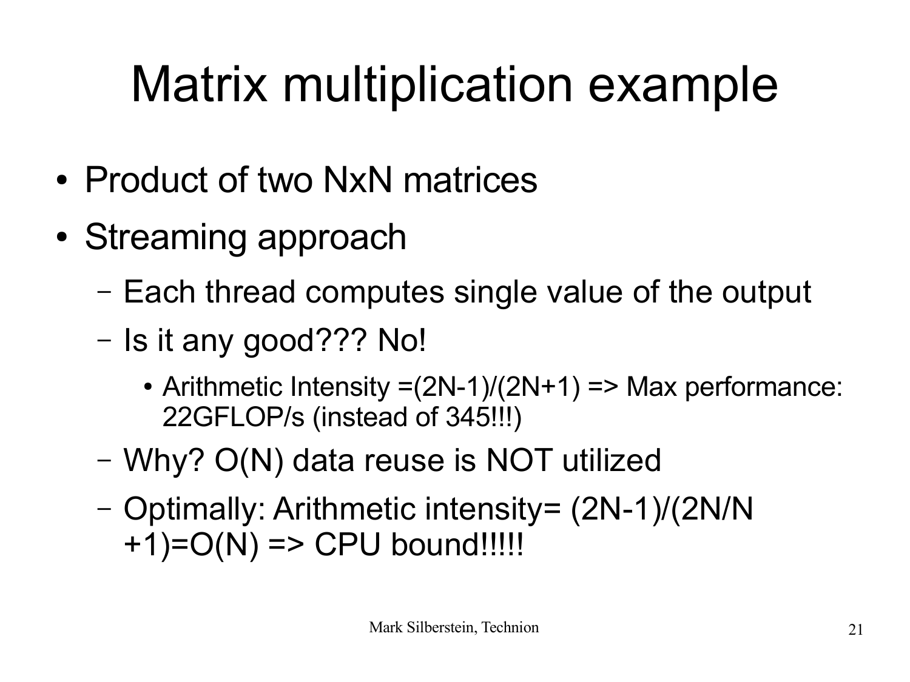# Matrix multiplication example

- Product of two NxN matrices
- Streaming approach
  - Each thread computes single value of the output
  - Is it any good??? No!
    - Arithmetic Intensity $=(2N-1)/(2N+1)$ => Max performance: 22GFLOP/s (instead of 345!!!)
  - Why? O(N) data reuse is NOT utilized
  - Optimally: Arithmetic intensity= $(2N-1)/(2N/N+1)=O(N)$ => CPU bound!!!!!

Mark Silberstein, Technion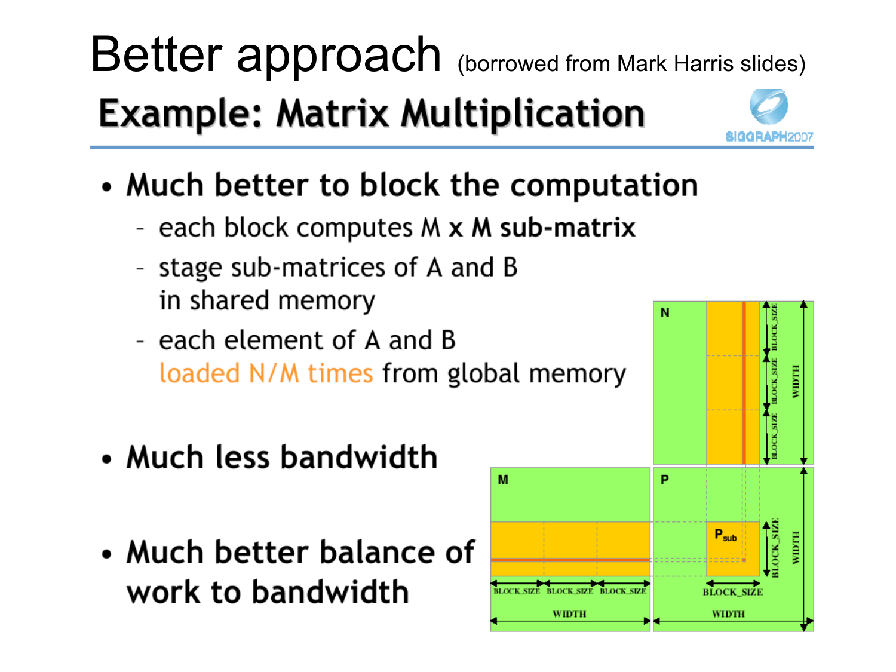# Better approach (borrowed from Mark Harris slides)

## Example: Matrix Multiplication

- **Much better to block the computation**
  - each block computes M **x M sub-matrix**
  - stage sub-matrices of A and B in shared memory
  - each element of A and B loaded N/M times from global memory
- **Much less bandwidth**
- **Much better balance of work to bandwidth**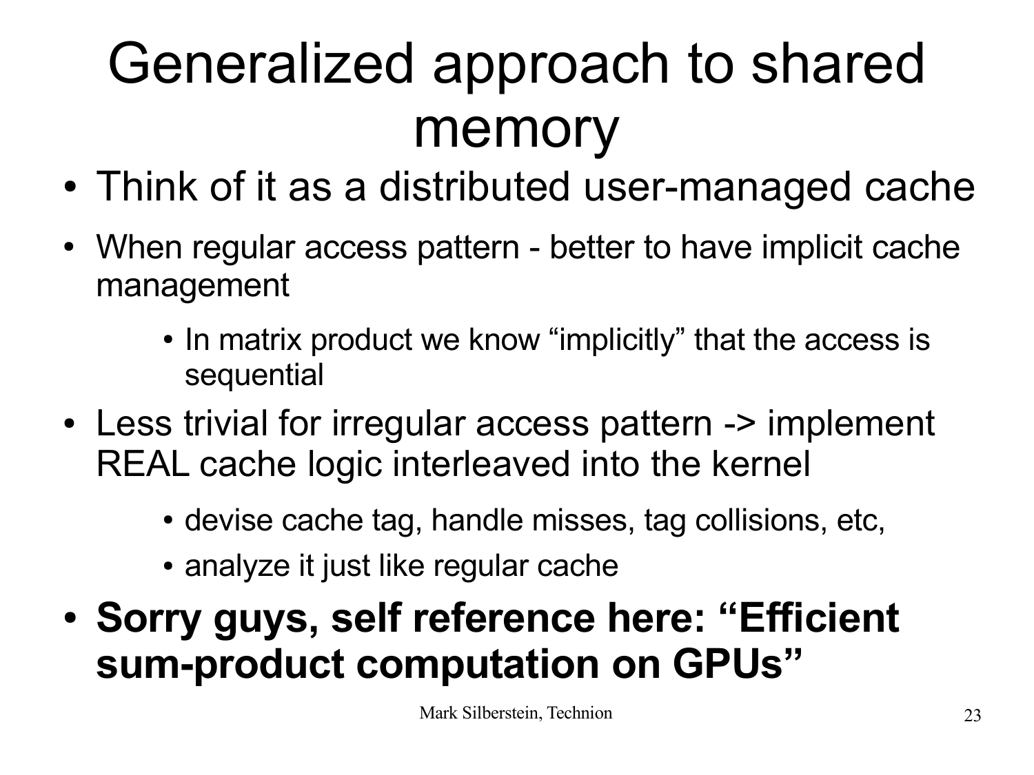# Generalized approach to shared memory

- Think of it as a distributed user-managed cache
- When regular access pattern - better to have implicit cache management
  - In matrix product we know “implicitly” that the access is sequential
- Less trivial for irregular access pattern -> implement REAL cache logic interleaved into the kernel
  - devise cache tag, handle misses, tag collisions, etc,
  - analyze it just like regular cache
- **Sorry guys, self reference here: “Efficient sum-product computation on GPUs”**

Mark Silberstein, Technion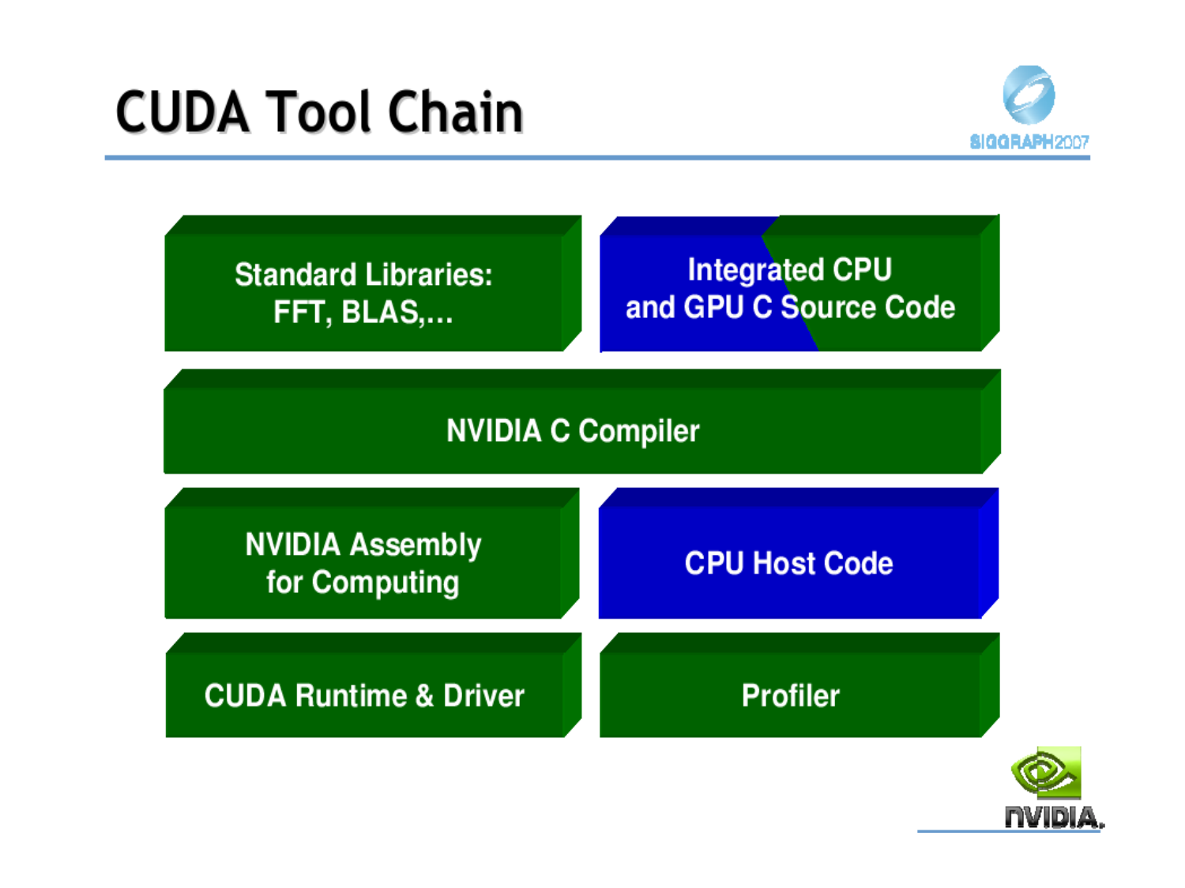# CUDA Tool Chain

Standard Libraries:
FFT, BLAS,...

Integrated CPU
and GPU C Source Code

NVIDIA C Compiler

NVIDIA Assembly
for Computing

CPU Host Code

CUDA Runtime & Driver

Profiler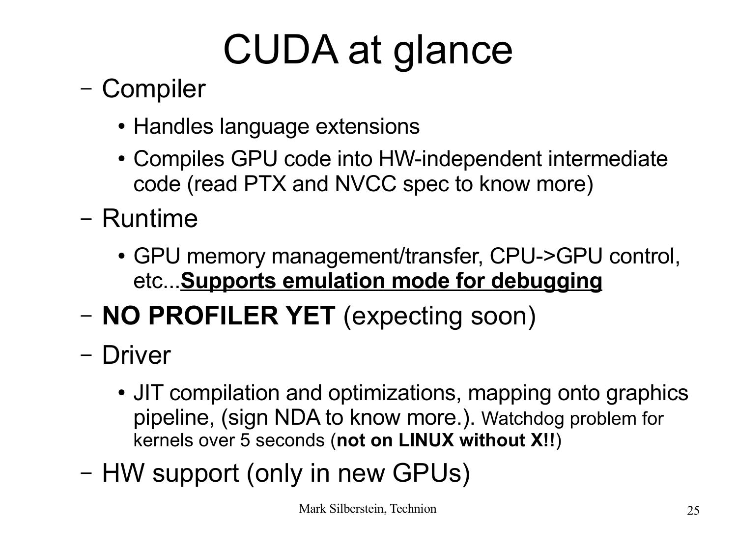# CUDA at glance

- Compiler
  - Handles language extensions
  - Compiles GPU code into HW-independent intermediate code (read PTX and NVCC spec to know more)
- Runtime
  - GPU memory management/transfer, CPU->GPU control, etc...**<u>Supports emulation mode for debugging</u>**
- **NO PROFILER YET** (expecting soon)
- Driver
  - JIT compilation and optimizations, mapping onto graphics pipeline, (sign NDA to know more.). Watchdog problem for kernels over 5 seconds (**not on LINUX without X!!**)
- HW support (only in new GPUs)

Mark Silberstein, Technion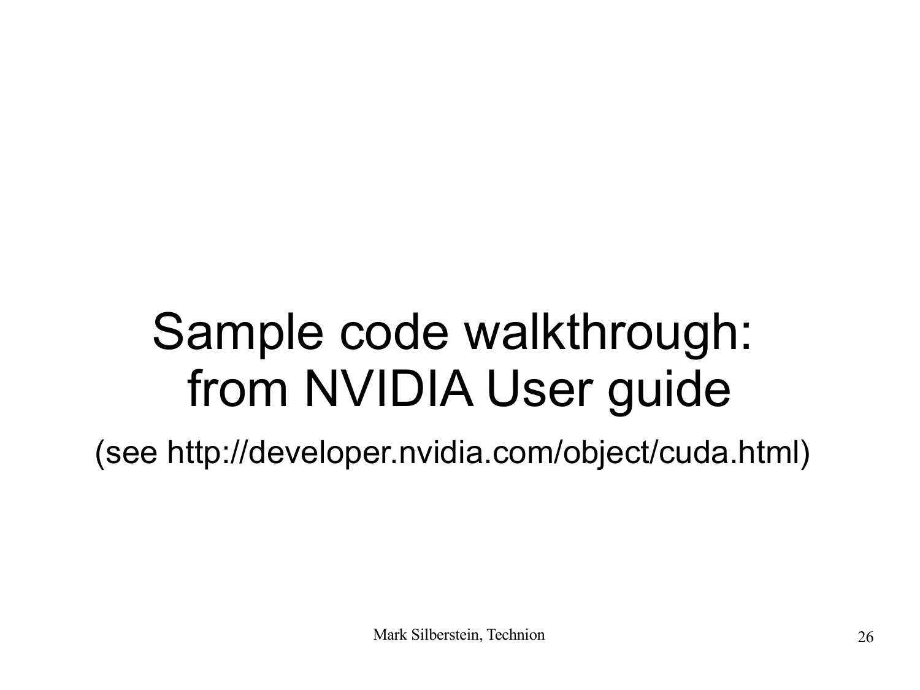# Sample code walkthrough: from NVIDIA User guide

(see http://developer.nvidia.com/object/cuda.html)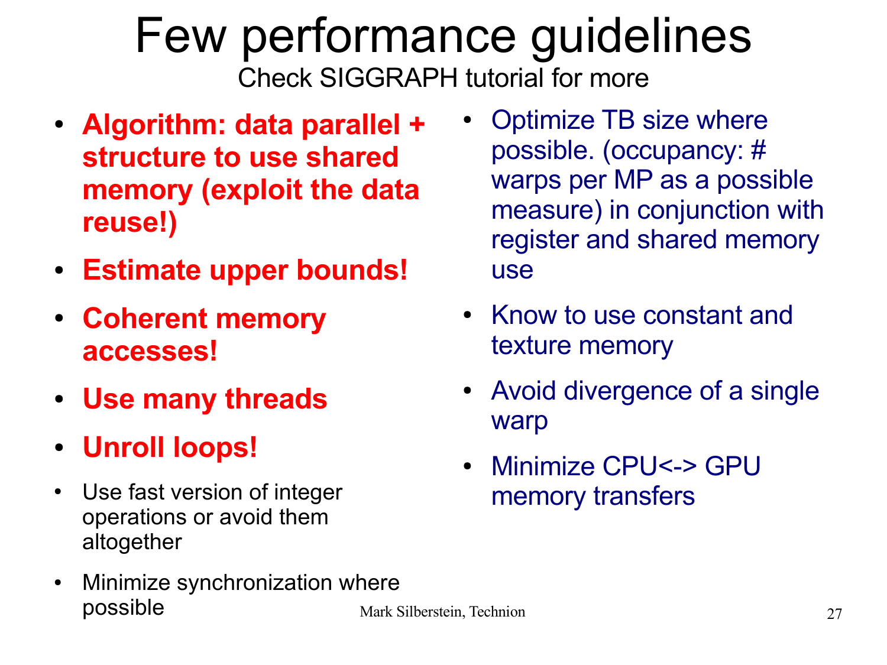# Few performance guidelines

Check SIGGRAPH tutorial for more

- **Algorithm: data parallel + structure to use shared memory (exploit the data reuse!)**
- **Estimate upper bounds!**
- **Coherent memory accesses!**
- **Use many threads**
- **Unroll loops!**
- Use fast version of integer operations or avoid them altogether
- Minimize synchronization where possible
- Optimize TB size where possible. (occupancy: # warps per MP as a possible measure) in conjunction with register and shared memory use
- Know to use constant and texture memory
- Avoid divergence of a single warp
- Minimize CPU<-> GPU memory transfers

Mark Silberstein, Technion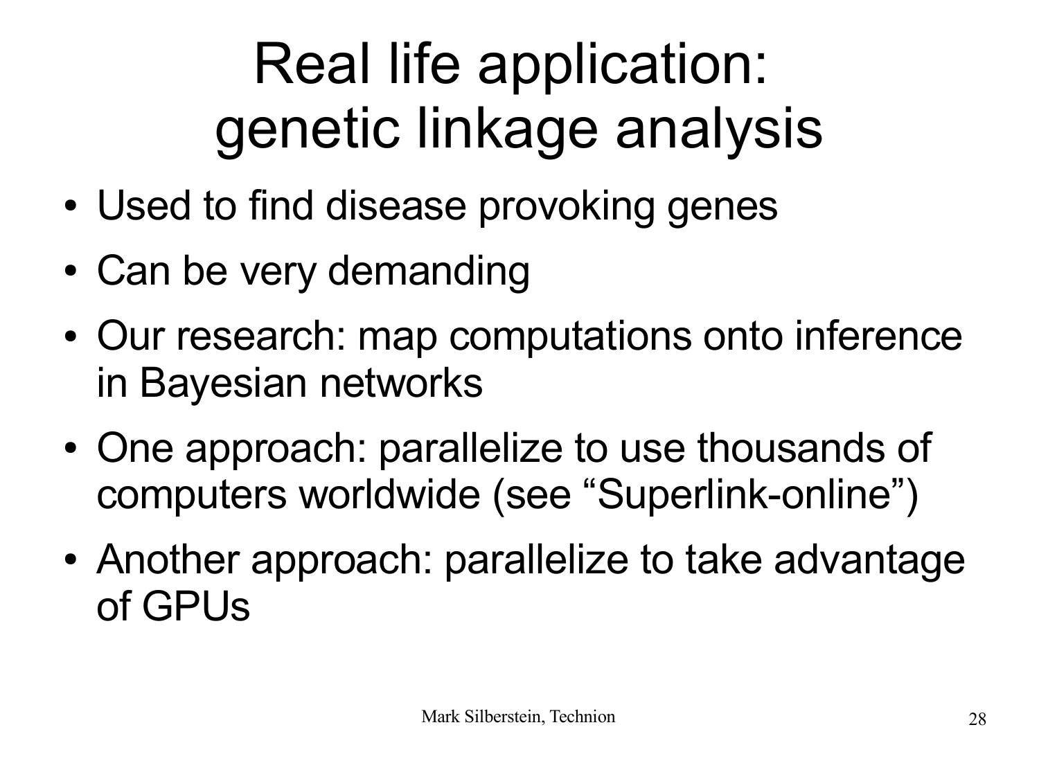# Real life application: genetic linkage analysis

- Used to find disease provoking genes
- Can be very demanding
- Our research: map computations onto inference in Bayesian networks
- One approach: parallelize to use thousands of computers worldwide (see "Superlink-online")
- Another approach: parallelize to take advantage of GPUs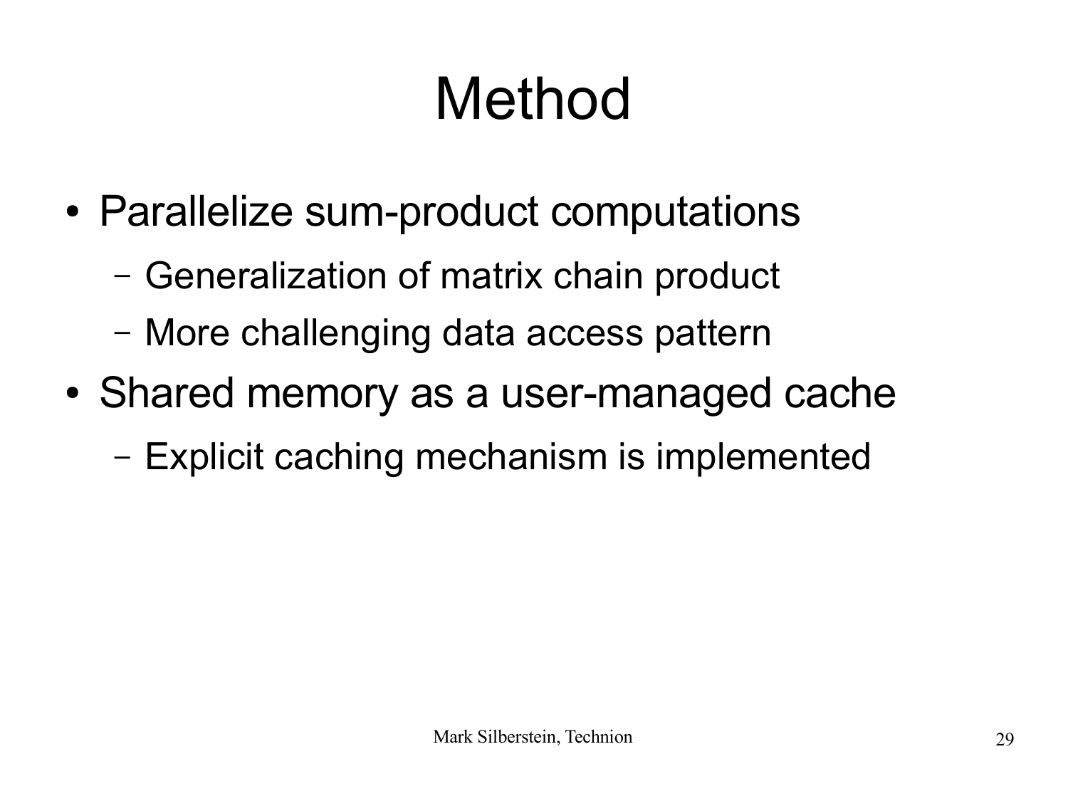# Method

- Parallelize sum-product computations
  - Generalization of matrix chain product
  - More challenging data access pattern
- Shared memory as a user-managed cache
  - Explicit caching mechanism is implemented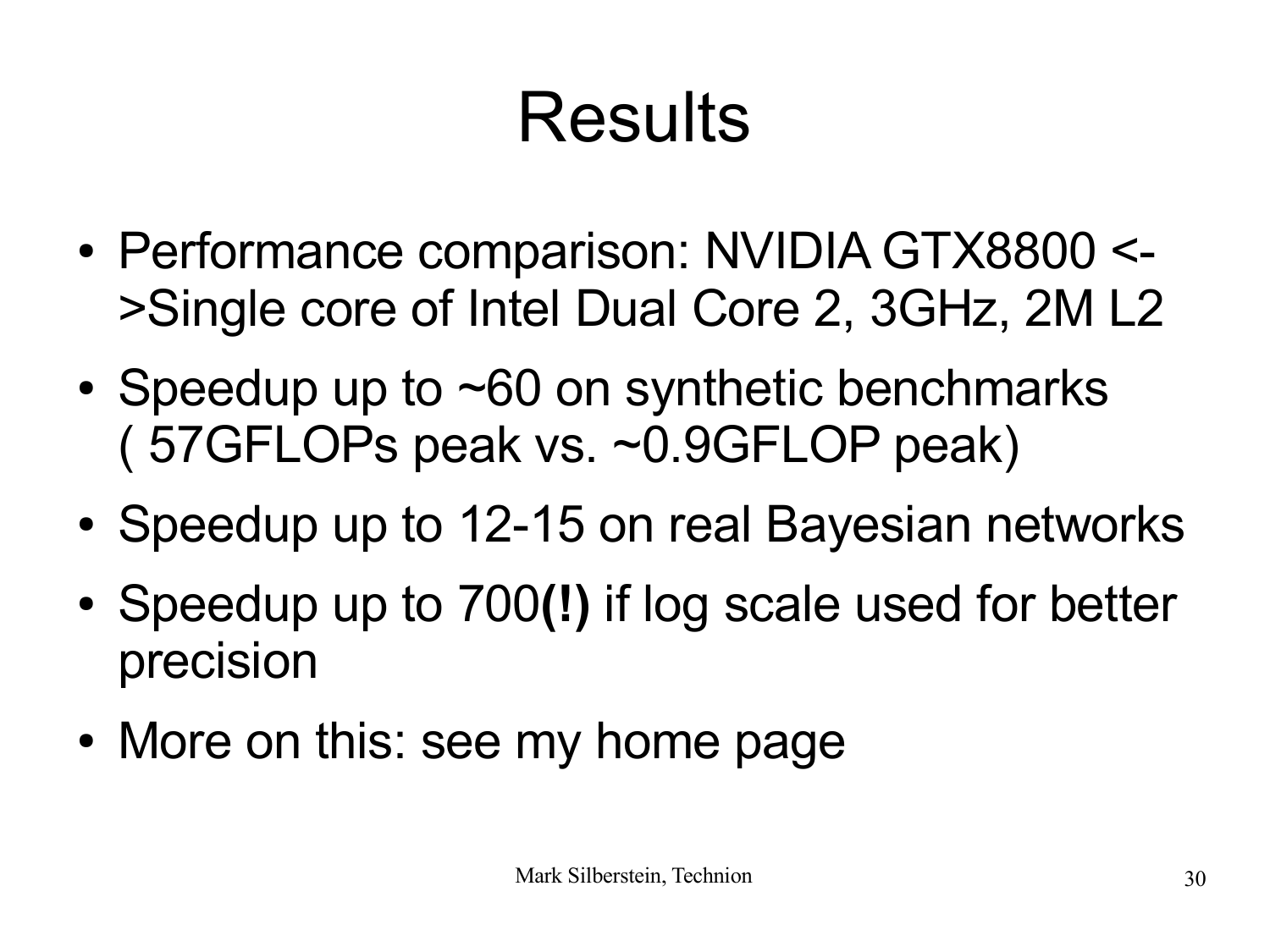# Results

- Performance comparison: NVIDIA GTX8800 <->Single core of Intel Dual Core 2, 3GHz, 2M L2
- Speedup up to ~60 on synthetic benchmarks ( 57GFLOPs peak vs. ~0.9GFLOP peak)
- Speedup up to 12-15 on real Bayesian networks
- Speedup up to 700**(!)** if log scale used for better precision
- More on this: see my home page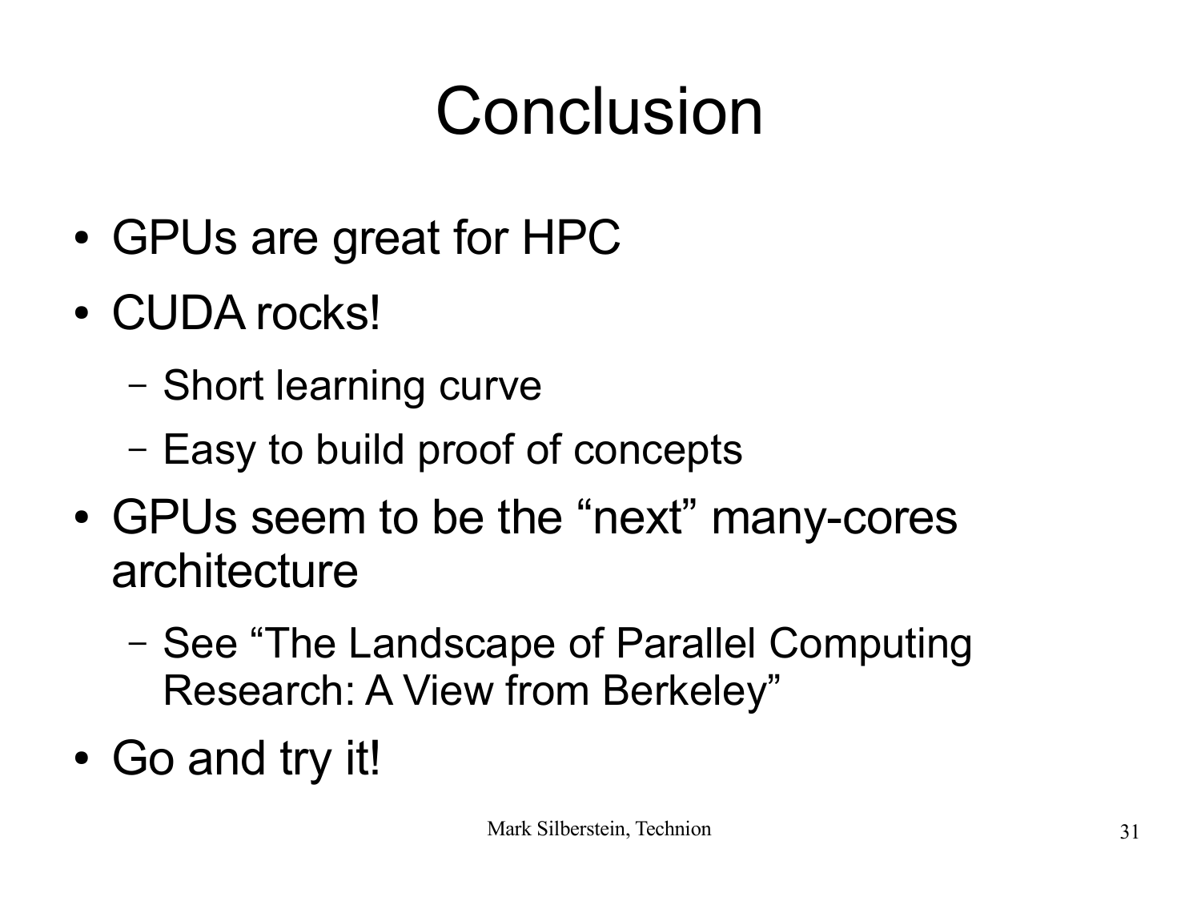# Conclusion

- GPUs are great for HPC
- CUDA rocks!
  - Short learning curve
  - Easy to build proof of concepts
- GPUs seem to be the "next" many-cores architecture
  - See "The Landscape of Parallel Computing Research: A View from Berkeley"
- Go and try it!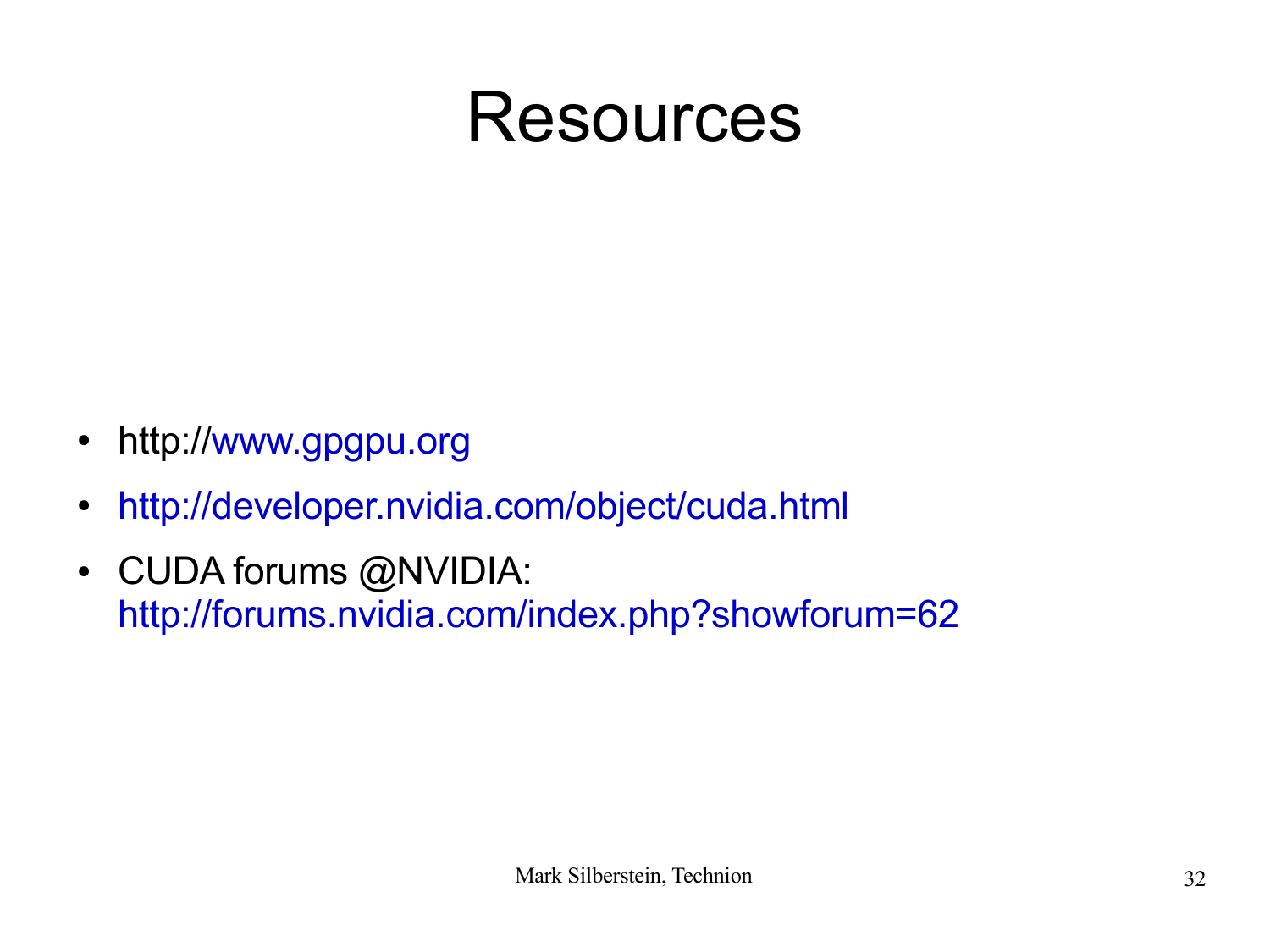# Resources

- http://www.gpgpu.org
- http://developer.nvidia.com/object/cuda.html
- CUDA forums @NVIDIA: http://forums.nvidia.com/index.php?showforum=62